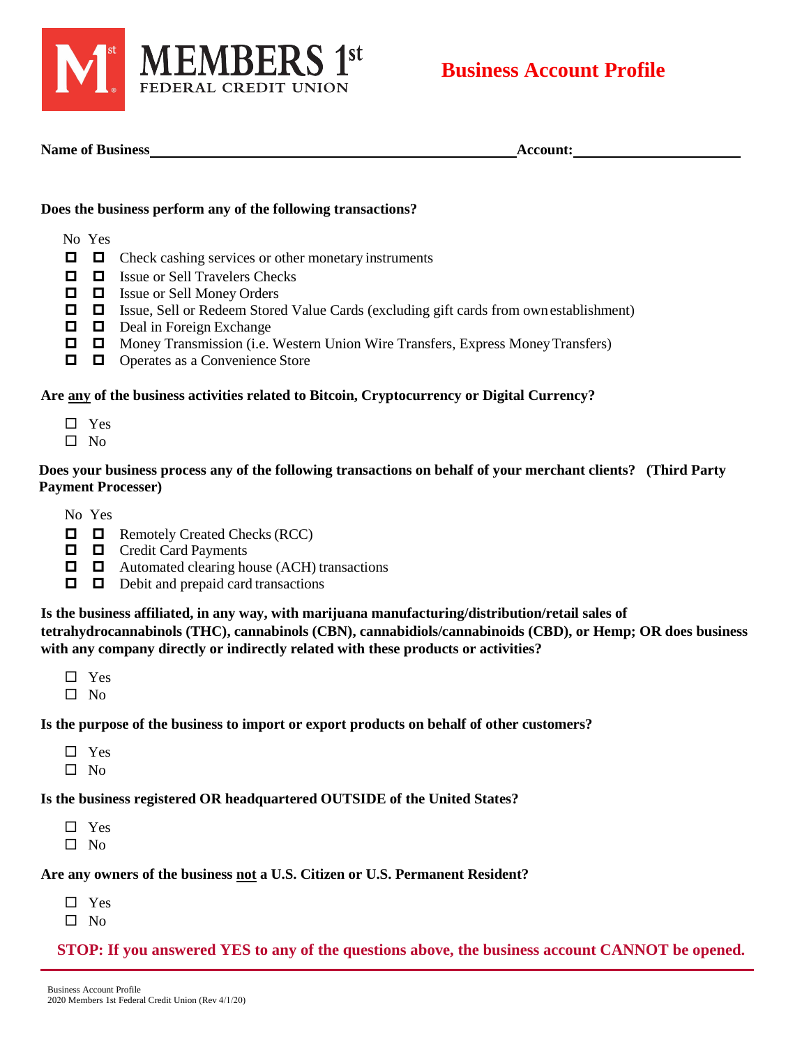MEMBERS 1st FEDERAL CREDIT UNION

# Business Account Profile

**Name of Business**\_\_\_\_\_\_\_\_\_\_\_\_\_\_\_\_\_\_\_\_\_\_\_\_\_\_\_\_\_\_\_\_\_\_\_\_\_\_\_\_\_\_\_\_ **Account:**\_\_\_\_\_\_\_\_\_\_\_\_\_\_\_\_\_\_\_\_

**Does the business perform any of the following transactions?**

| No | Yes | |
|---|---|---|
| ☐ | ☐ | Check cashing services or other monetary instruments |
| ☐ | ☐ | Issue or Sell Travelers Checks |
| ☐ | ☐ | Issue or Sell Money Orders |
| ☐ | ☐ | Issue, Sell or Redeem Stored Value Cards (excluding gift cards from own establishment) |
| ☐ | ☐ | Deal in Foreign Exchange |
| ☐ | ☐ | Money Transmission (i.e. Western Union Wire Transfers, Express Money Transfers) |
| ☐ | ☐ | Operates as a Convenience Store |

**Are <u>any</u> of the business activities related to Bitcoin, Cryptocurrency or Digital Currency?**

- ☐ Yes
- ☐ No

**Does your business process any of the following transactions on behalf of your merchant clients? (Third Party Payment Processer)**

| No | Yes | |
|---|---|---|
| ☐ | ☐ | Remotely Created Checks (RCC) |
| ☐ | ☐ | Credit Card Payments |
| ☐ | ☐ | Automated clearing house (ACH) transactions |
| ☐ | ☐ | Debit and prepaid card transactions |

**Is the business affiliated, in any way, with marijuana manufacturing/distribution/retail sales of tetrahydrocannabinols (THC), cannabinols (CBN), cannabidiols/cannabinoids (CBD), or Hemp; OR does business with any company directly or indirectly related with these products or activities?**

- ☐ Yes
- ☐ No

**Is the purpose of the business to import or export products on behalf of other customers?**

- ☐ Yes
- ☐ No

**Is the business registered OR headquartered OUTSIDE of the United States?**

- ☐ Yes
- ☐ No

**Are any owners of the business <u>not</u> a U.S. Citizen or U.S. Permanent Resident?**

- ☐ Yes
- ☐ No

**STOP: If you answered YES to any of the questions above, the business account CANNOT be opened.**

Business Account Profile
2020 Members 1st Federal Credit Union (Rev 4/1/20)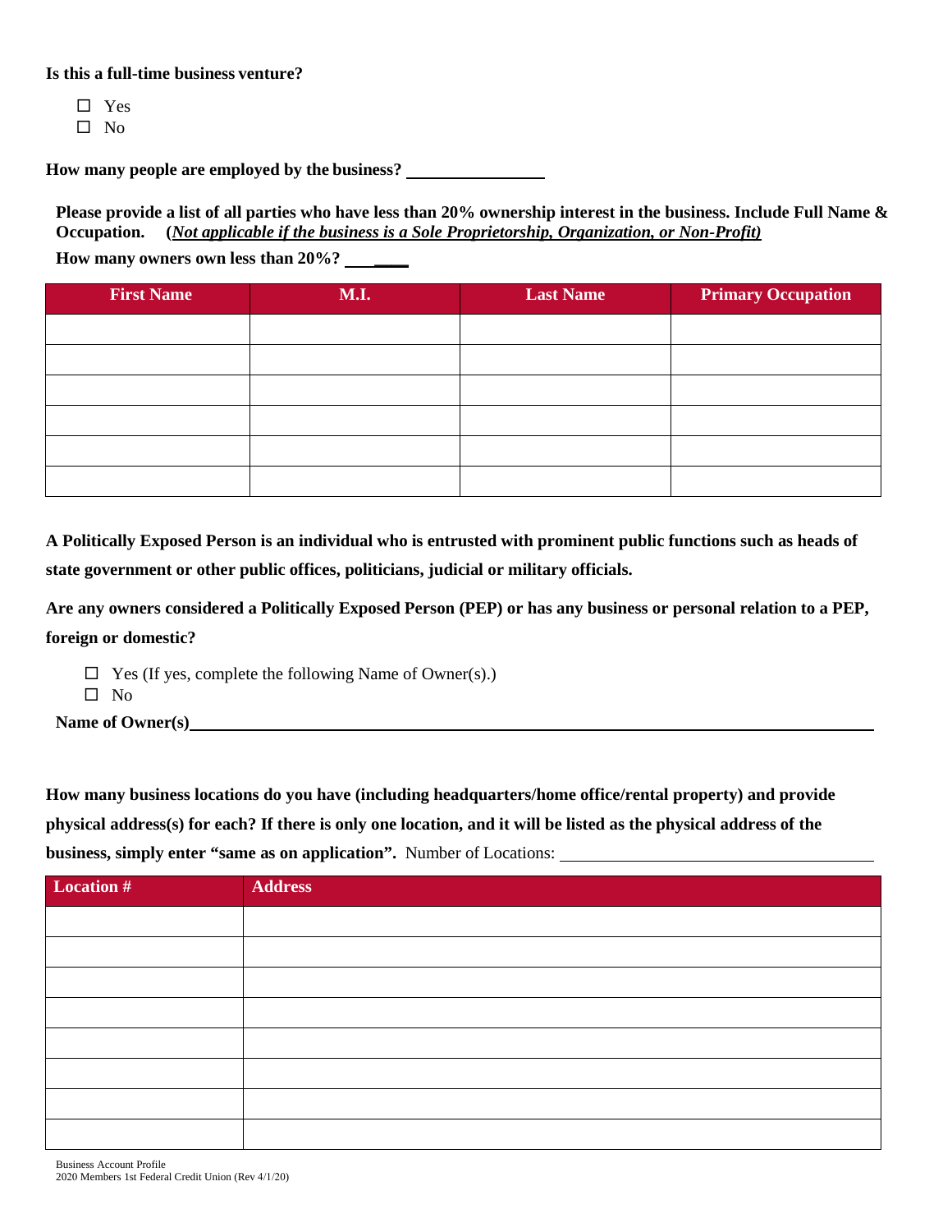**Is this a full-time business venture?**

- ☐ Yes
- ☐ No

**How many people are employed by the business?** ________________

**Please provide a list of all parties who have less than 20% ownership interest in the business. Include Full Name & Occupation.** **(*Not applicable if the business is a Sole Proprietorship, Organization, or Non-Profit)***

**How many owners own less than 20%?** ________

| First Name | M.I. | Last Name | Primary Occupation |
|---|---|---|---|
| | | | |
| | | | |
| | | | |
| | | | |
| | | | |
| | | | |

**A Politically Exposed Person is an individual who is entrusted with prominent public functions such as heads of state government or other public offices, politicians, judicial or military officials.**

**Are any owners considered a Politically Exposed Person (PEP) or has any business or personal relation to a PEP, foreign or domestic?**

- ☐ Yes (If yes, complete the following Name of Owner(s).)
- ☐ No

**Name of Owner(s)**________________________________________________________________

**How many business locations do you have (including headquarters/home office/rental property) and provide physical address(s) for each? If there is only one location, and it will be listed as the physical address of the business, simply enter "same as on application".** Number of Locations: ________________________

| Location # | Address |
|---|---|
| | |
| | |
| | |
| | |
| | |
| | |
| | |
| | |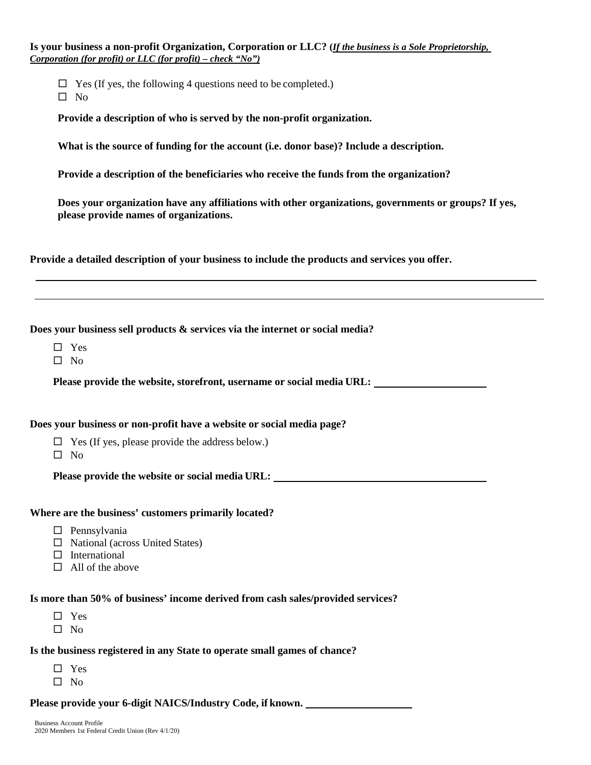**Is your business a non-profit Organization, Corporation or LLC? (*If the business is a Sole Proprietorship, Corporation (for profit) or LLC (for profit) – check "No"*)**

- ☐ Yes (If yes, the following 4 questions need to be completed.)
- ☐ No

**Provide a description of who is served by the non-profit organization.**

**What is the source of funding for the account (i.e. donor base)? Include a description.**

**Provide a description of the beneficiaries who receive the funds from the organization?**

**Does your organization have any affiliations with other organizations, governments or groups? If yes, please provide names of organizations.**

**Provide a detailed description of your business to include the products and services you offer.**

______________________________________________________________________________

______________________________________________________________________________

**Does your business sell products & services via the internet or social media?**

- ☐ Yes
- ☐ No

**Please provide the website, storefront, username or social media URL:** ____________________

**Does your business or non-profit have a website or social media page?**

- ☐ Yes (If yes, please provide the address below.)
- ☐ No

**Please provide the website or social media URL:** ____________________________________

**Where are the business' customers primarily located?**

- ☐ Pennsylvania
- ☐ National (across United States)
- ☐ International
- ☐ All of the above

**Is more than 50% of business' income derived from cash sales/provided services?**

- ☐ Yes
- ☐ No

**Is the business registered in any State to operate small games of chance?**

- ☐ Yes
- ☐ No

**Please provide your 6-digit NAICS/Industry Code, if known.** ____________________

Business Account Profile
2020 Members 1st Federal Credit Union (Rev 4/1/20)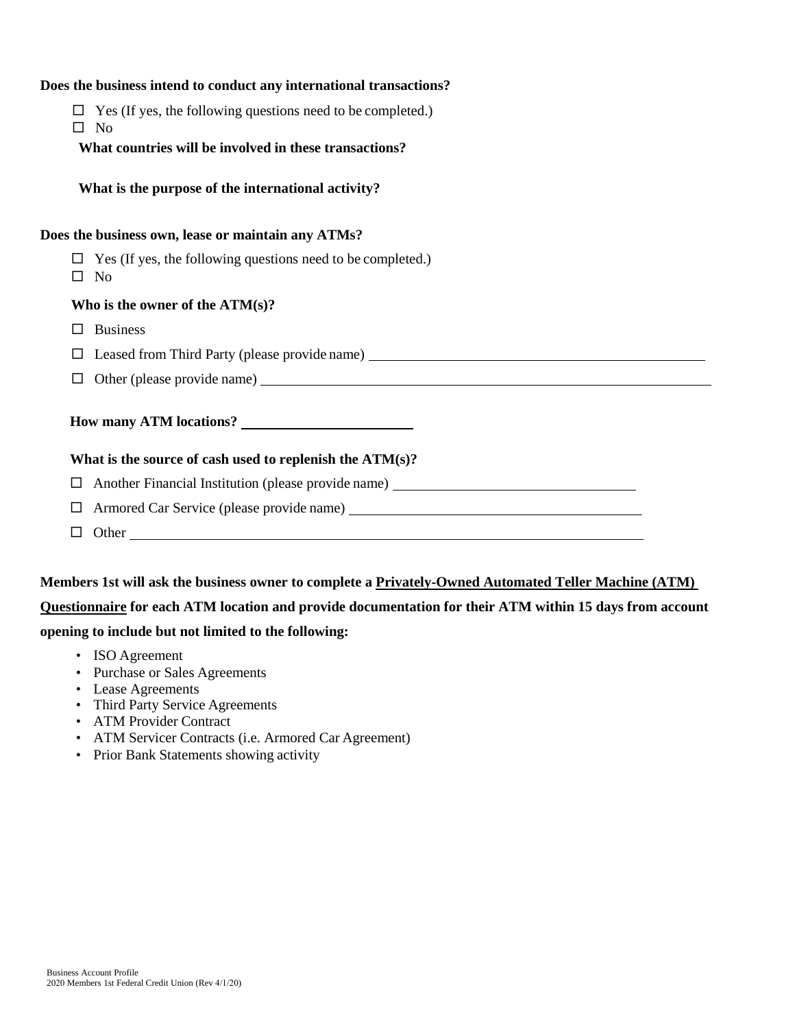**Does the business intend to conduct any international transactions?**

- ☐ Yes (If yes, the following questions need to be completed.)
- ☐ No

**What countries will be involved in these transactions?**

**What is the purpose of the international activity?**

**Does the business own, lease or maintain any ATMs?**

- ☐ Yes (If yes, the following questions need to be completed.)
- ☐ No

**Who is the owner of the ATM(s)?**

- ☐ Business
- ☐ Leased from Third Party (please provide name) ______________________________
- ☐ Other (please provide name) ______________________________

**How many ATM locations?** ____________________

**What is the source of cash used to replenish the ATM(s)?**

- ☐ Another Financial Institution (please provide name) ______________________________
- ☐ Armored Car Service (please provide name) ______________________________
- ☐ Other ______________________________

**Members 1st will ask the business owner to complete a <u>Privately-Owned Automated Teller Machine (ATM) Questionnaire</u> for each ATM location and provide documentation for their ATM within 15 days from account opening to include but not limited to the following:**

- ISO Agreement
- Purchase or Sales Agreements
- Lease Agreements
- Third Party Service Agreements
- ATM Provider Contract
- ATM Servicer Contracts (i.e. Armored Car Agreement)
- Prior Bank Statements showing activity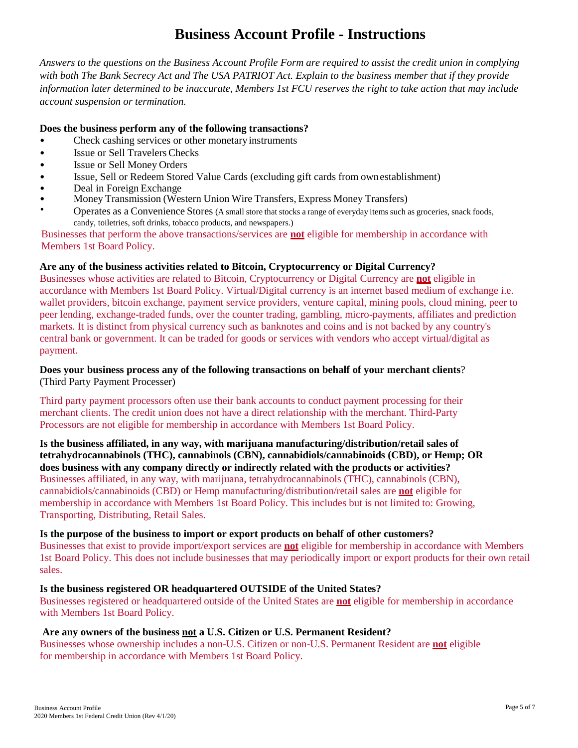# Business Account Profile - Instructions

*Answers to the questions on the Business Account Profile Form are required to assist the credit union in complying with both The Bank Secrecy Act and The USA PATRIOT Act. Explain to the business member that if they provide information later determined to be inaccurate, Members 1st FCU reserves the right to take action that may include account suspension or termination.*

**Does the business perform any of the following transactions?**

- Check cashing services or other monetary instruments
- Issue or Sell Travelers Checks
- Issue or Sell Money Orders
- Issue, Sell or Redeem Stored Value Cards (excluding gift cards from own establishment)
- Deal in Foreign Exchange
- Money Transmission (Western Union Wire Transfers, Express Money Transfers)
- Operates as a Convenience Stores (A small store that stocks a range of everyday items such as groceries, snack foods, candy, toiletries, soft drinks, tobacco products, and newspapers.)

Businesses that perform the above transactions/services are **not** eligible for membership in accordance with Members 1st Board Policy.

**Are any of the business activities related to Bitcoin, Cryptocurrency or Digital Currency?**

Businesses whose activities are related to Bitcoin, Cryptocurrency or Digital Currency are **not** eligible in accordance with Members 1st Board Policy. Virtual/Digital currency is an internet based medium of exchange i.e. wallet providers, bitcoin exchange, payment service providers, venture capital, mining pools, cloud mining, peer to peer lending, exchange-traded funds, over the counter trading, gambling, micro-payments, affiliates and prediction markets. It is distinct from physical currency such as banknotes and coins and is not backed by any country's central bank or government. It can be traded for goods or services with vendors who accept virtual/digital as payment.

**Does your business process any of the following transactions on behalf of your merchant clients**?
(Third Party Payment Processer)

Third party payment processors often use their bank accounts to conduct payment processing for their merchant clients. The credit union does not have a direct relationship with the merchant. Third-Party Processors are not eligible for membership in accordance with Members 1st Board Policy.

**Is the business affiliated, in any way, with marijuana manufacturing/distribution/retail sales of tetrahydrocannabinols (THC), cannabinols (CBN), cannabidiols/cannabinoids (CBD), or Hemp; OR does business with any company directly or indirectly related with the products or activities?**

Businesses affiliated, in any way, with marijuana, tetrahydrocannabinols (THC), cannabinols (CBN), cannabidiols/cannabinoids (CBD) or Hemp manufacturing/distribution/retail sales are **not** eligible for membership in accordance with Members 1st Board Policy. This includes but is not limited to: Growing, Transporting, Distributing, Retail Sales.

**Is the purpose of the business to import or export products on behalf of other customers?**

Businesses that exist to provide import/export services are **not** eligible for membership in accordance with Members 1st Board Policy. This does not include businesses that may periodically import or export products for their own retail sales.

**Is the business registered OR headquartered OUTSIDE of the United States?**

Businesses registered or headquartered outside of the United States are **not** eligible for membership in accordance with Members 1st Board Policy.

**Are any owners of the business not a U.S. Citizen or U.S. Permanent Resident?**

Businesses whose ownership includes a non-U.S. Citizen or non-U.S. Permanent Resident are **not** eligible for membership in accordance with Members 1st Board Policy.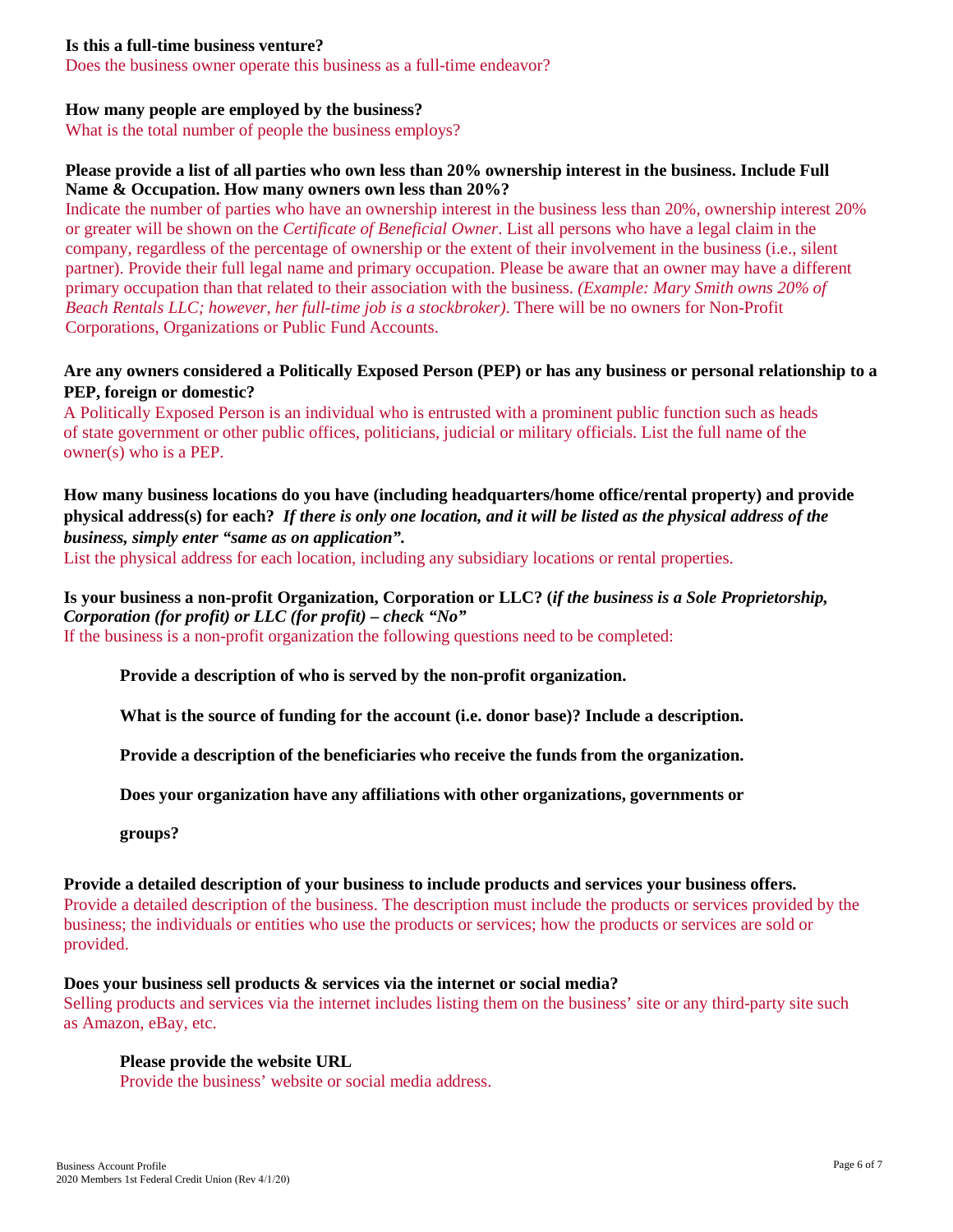**Is this a full-time business venture?**

Does the business owner operate this business as a full-time endeavor?

**How many people are employed by the business?**

What is the total number of people the business employs?

**Please provide a list of all parties who own less than 20% ownership interest in the business. Include Full Name & Occupation. How many owners own less than 20%?**

Indicate the number of parties who have an ownership interest in the business less than 20%, ownership interest 20% or greater will be shown on the *Certificate of Beneficial Owner*. List all persons who have a legal claim in the company, regardless of the percentage of ownership or the extent of their involvement in the business (i.e., silent partner). Provide their full legal name and primary occupation. Please be aware that an owner may have a different primary occupation than that related to their association with the business. *(Example: Mary Smith owns 20% of Beach Rentals LLC; however, her full-time job is a stockbroker)*. There will be no owners for Non-Profit Corporations, Organizations or Public Fund Accounts.

**Are any owners considered a Politically Exposed Person (PEP) or has any business or personal relationship to a PEP, foreign or domestic?**

A Politically Exposed Person is an individual who is entrusted with a prominent public function such as heads of state government or other public offices, politicians, judicial or military officials. List the full name of the owner(s) who is a PEP.

**How many business locations do you have (including headquarters/home office/rental property) and provide physical address(s) for each?** ***If there is only one location, and it will be listed as the physical address of the business, simply enter "same as on application".***

List the physical address for each location, including any subsidiary locations or rental properties.

**Is your business a non-profit Organization, Corporation or LLC? (*if the business is a Sole Proprietorship, Corporation (for profit) or LLC (for profit) – check "No"***

If the business is a non-profit organization the following questions need to be completed:

**Provide a description of who is served by the non-profit organization.**

**What is the source of funding for the account (i.e. donor base)? Include a description.**

**Provide a description of the beneficiaries who receive the funds from the organization.**

**Does your organization have any affiliations with other organizations, governments or groups?**

**Provide a detailed description of your business to include products and services your business offers.**

Provide a detailed description of the business. The description must include the products or services provided by the business; the individuals or entities who use the products or services; how the products or services are sold or provided.

**Does your business sell products & services via the internet or social media?**

Selling products and services via the internet includes listing them on the business' site or any third-party site such as Amazon, eBay, etc.

**Please provide the website URL**

Provide the business' website or social media address.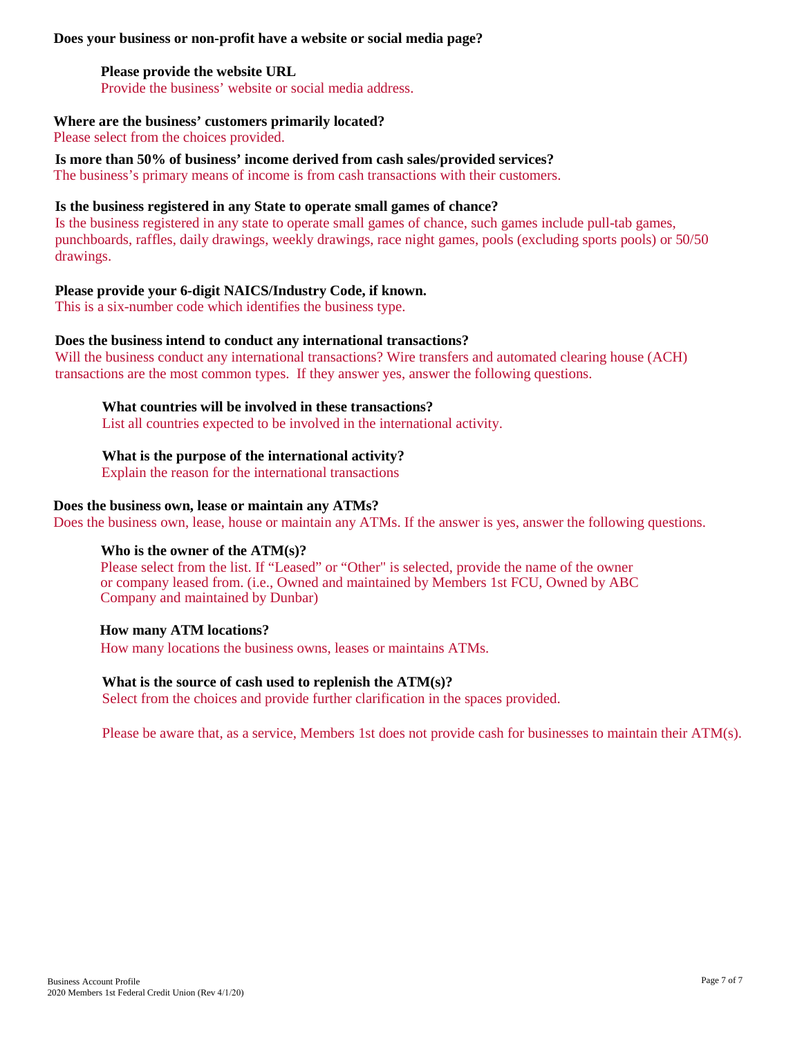**Does your business or non-profit have a website or social media page?**

**Please provide the website URL**
Provide the business' website or social media address.

**Where are the business' customers primarily located?**
Please select from the choices provided.

**Is more than 50% of business' income derived from cash sales/provided services?**
The business's primary means of income is from cash transactions with their customers.

**Is the business registered in any State to operate small games of chance?**
Is the business registered in any state to operate small games of chance, such games include pull-tab games, punchboards, raffles, daily drawings, weekly drawings, race night games, pools (excluding sports pools) or 50/50 drawings.

**Please provide your 6-digit NAICS/Industry Code, if known.**
This is a six-number code which identifies the business type.

**Does the business intend to conduct any international transactions?**
Will the business conduct any international transactions? Wire transfers and automated clearing house (ACH) transactions are the most common types. If they answer yes, answer the following questions.

**What countries will be involved in these transactions?**
List all countries expected to be involved in the international activity.

**What is the purpose of the international activity?**
Explain the reason for the international transactions

**Does the business own, lease or maintain any ATMs?**
Does the business own, lease, house or maintain any ATMs. If the answer is yes, answer the following questions.

**Who is the owner of the ATM(s)?**
Please select from the list. If "Leased" or "Other" is selected, provide the name of the owner or company leased from. (i.e., Owned and maintained by Members 1st FCU, Owned by ABC Company and maintained by Dunbar)

**How many ATM locations?**
How many locations the business owns, leases or maintains ATMs.

**What is the source of cash used to replenish the ATM(s)?**
Select from the choices and provide further clarification in the spaces provided.

Please be aware that, as a service, Members 1st does not provide cash for businesses to maintain their ATM(s).